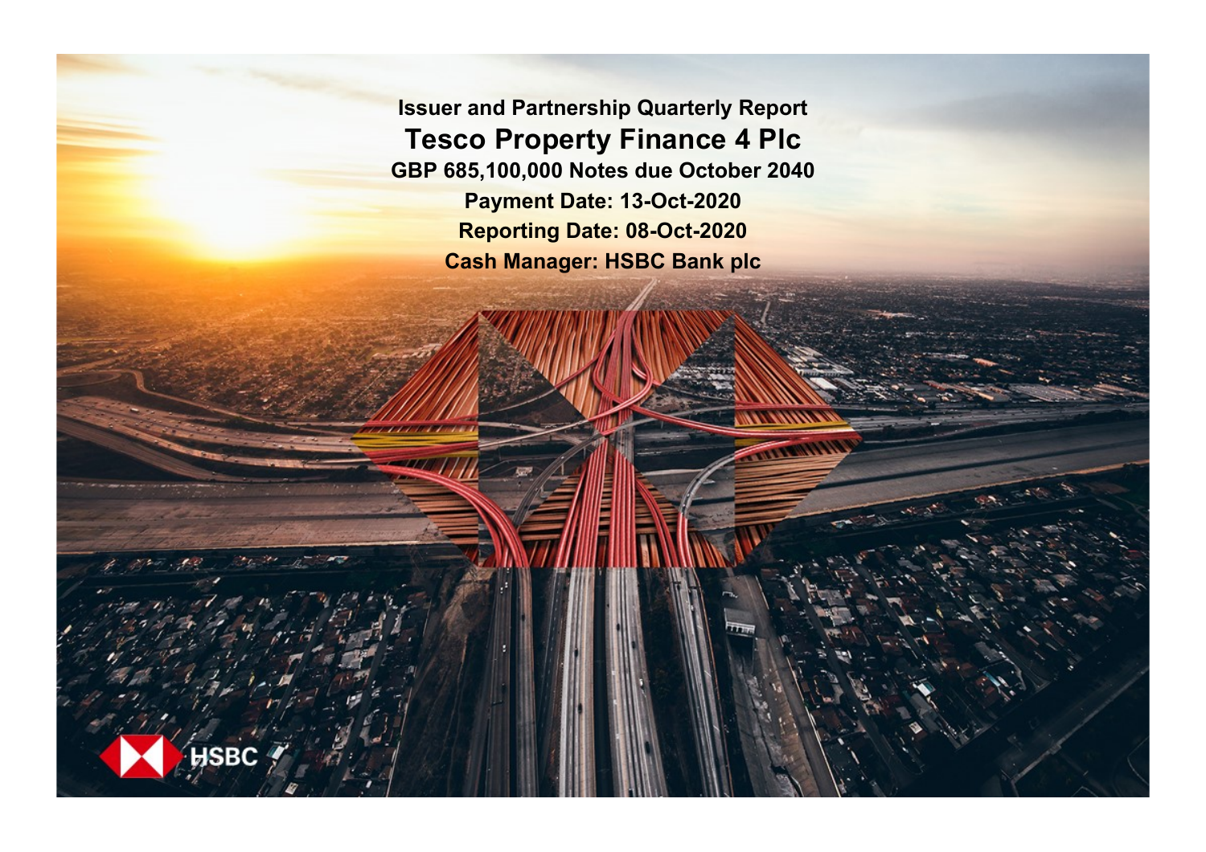# Issuer and Partnership Quarterly Report

## Tesco Property Finance 4 Plc

**GBP 685,100,000 Notes due October 2040**

**Payment Date: 13-Oct-2020**

**Reporting Date: 08-Oct-2020**

**Cash Manager: HSBC Bank plc**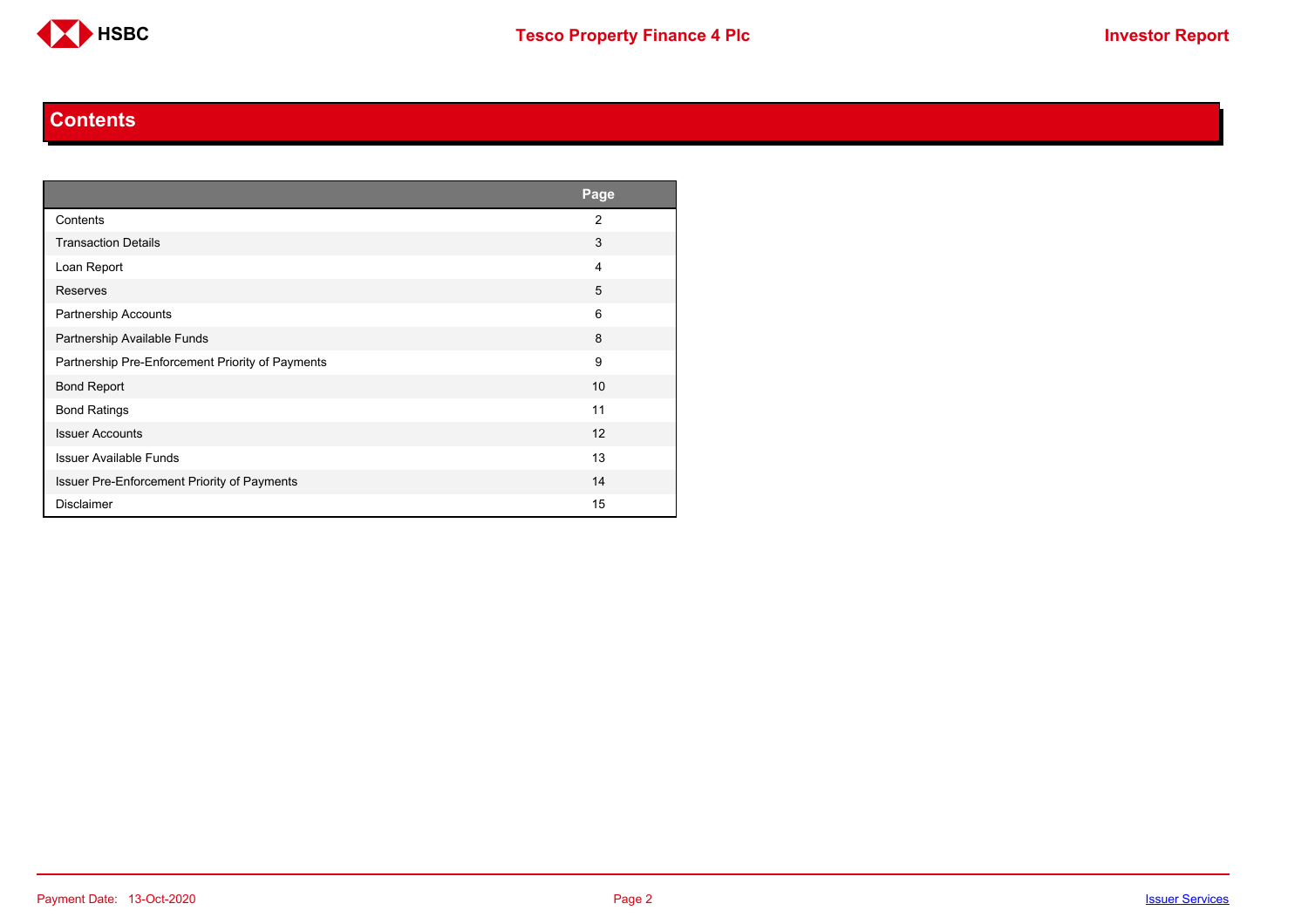# Contents

| | Page |
|---|---|
| Contents | 2 |
| Transaction Details | 3 |
| Loan Report | 4 |
| Reserves | 5 |
| Partnership Accounts | 6 |
| Partnership Available Funds | 8 |
| Partnership Pre-Enforcement Priority of Payments | 9 |
| Bond Report | 10 |
| Bond Ratings | 11 |
| Issuer Accounts | 12 |
| Issuer Available Funds | 13 |
| Issuer Pre-Enforcement Priority of Payments | 14 |
| Disclaimer | 15 |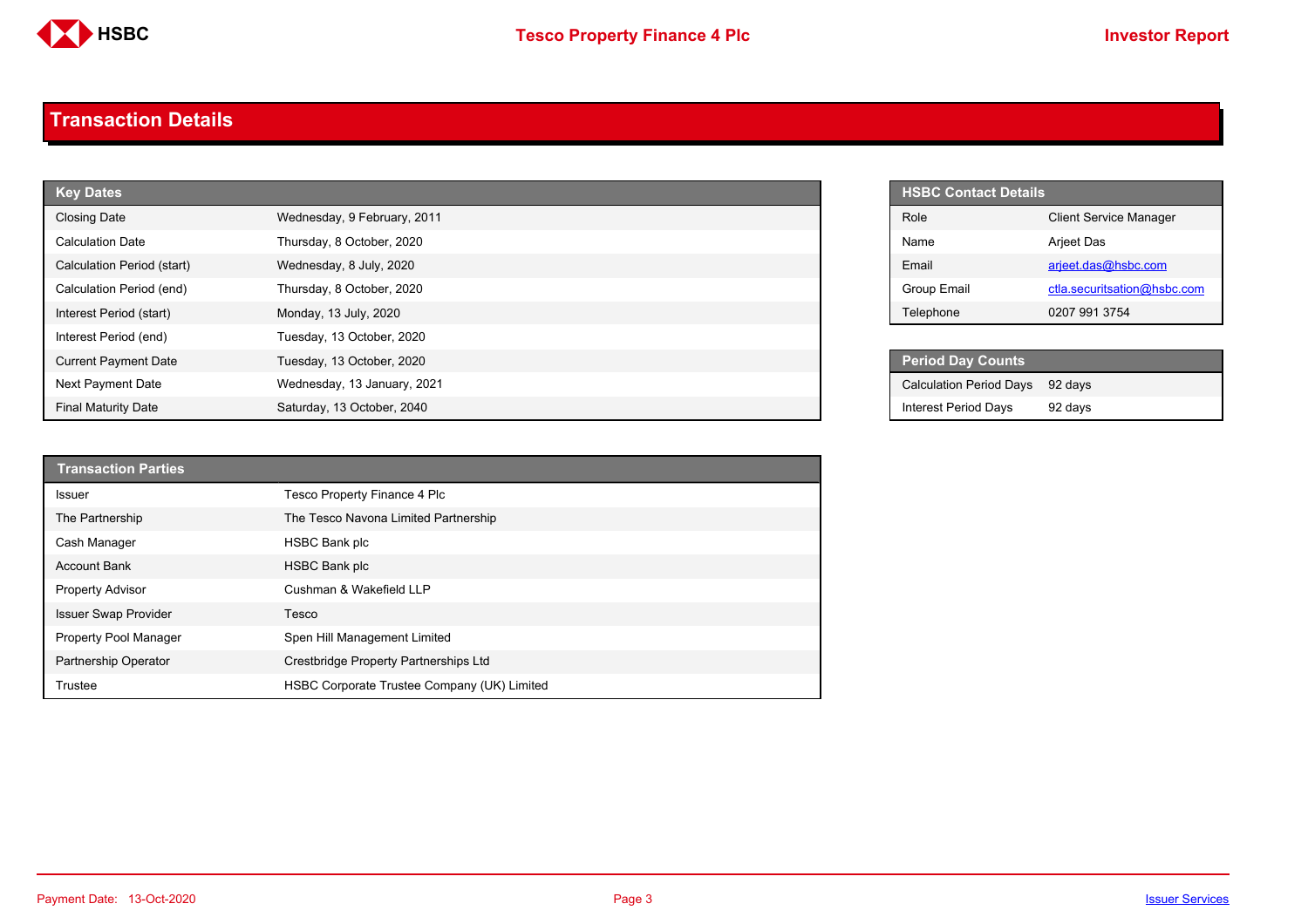# Transaction Details

| Key Dates | |
|---|---|
| Closing Date | Wednesday, 9 February, 2011 |
| Calculation Date | Thursday, 8 October, 2020 |
| Calculation Period (start) | Wednesday, 8 July, 2020 |
| Calculation Period (end) | Thursday, 8 October, 2020 |
| Interest Period (start) | Monday, 13 July, 2020 |
| Interest Period (end) | Tuesday, 13 October, 2020 |
| Current Payment Date | Tuesday, 13 October, 2020 |
| Next Payment Date | Wednesday, 13 January, 2021 |
| Final Maturity Date | Saturday, 13 October, 2040 |

| HSBC Contact Details | |
|---|---|
| Role | Client Service Manager |
| Name | Arjeet Das |
| Email | arjeet.das@hsbc.com |
| Group Email | ctla.securitsation@hsbc.com |
| Telephone | 0207 991 3754 |

| Period Day Counts | |
|---|---|
| Calculation Period Days | 92 days |
| Interest Period Days | 92 days |

| Transaction Parties | |
|---|---|
| Issuer | Tesco Property Finance 4 Plc |
| The Partnership | The Tesco Navona Limited Partnership |
| Cash Manager | HSBC Bank plc |
| Account Bank | HSBC Bank plc |
| Property Advisor | Cushman & Wakefield LLP |
| Issuer Swap Provider | Tesco |
| Property Pool Manager | Spen Hill Management Limited |
| Partnership Operator | Crestbridge Property Partnerships Ltd |
| Trustee | HSBC Corporate Trustee Company (UK) Limited |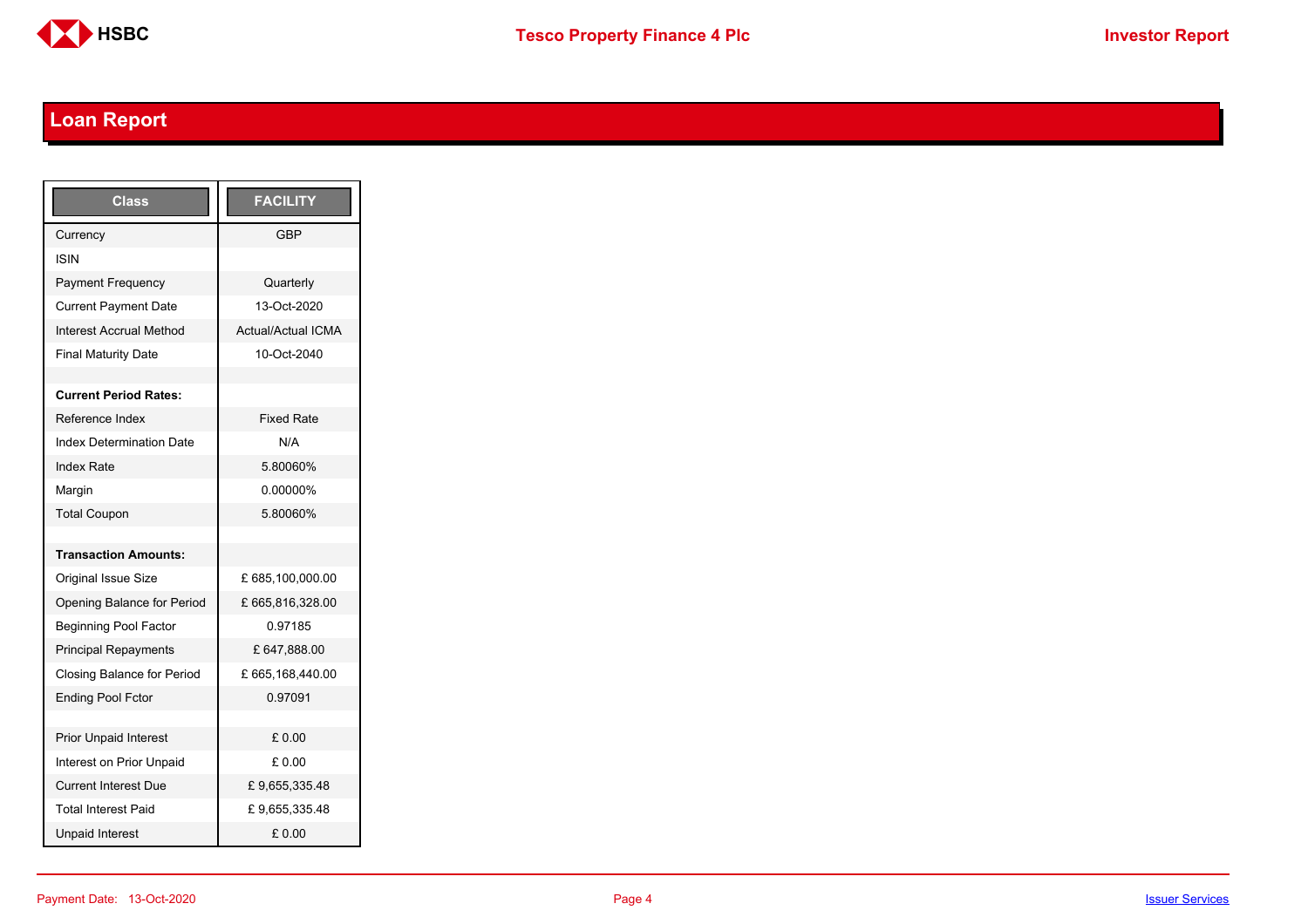## Loan Report

| Class | FACILITY |
| --- | --- |
| Currency | GBP |
| ISIN | |
| Payment Frequency | Quarterly |
| Current Payment Date | 13-Oct-2020 |
| Interest Accrual Method | Actual/Actual ICMA |
| Final Maturity Date | 10-Oct-2040 |
| | |
| **Current Period Rates:** | |
| Reference Index | Fixed Rate |
| Index Determination Date | N/A |
| Index Rate | 5.80060% |
| Margin | 0.00000% |
| Total Coupon | 5.80060% |
| | |
| **Transaction Amounts:** | |
| Original Issue Size | £ 685,100,000.00 |
| Opening Balance for Period | £ 665,816,328.00 |
| Beginning Pool Factor | 0.97185 |
| Principal Repayments | £ 647,888.00 |
| Closing Balance for Period | £ 665,168,440.00 |
| Ending Pool Fctor | 0.97091 |
| | |
| Prior Unpaid Interest | £ 0.00 |
| Interest on Prior Unpaid | £ 0.00 |
| Current Interest Due | £ 9,655,335.48 |
| Total Interest Paid | £ 9,655,335.48 |
| Unpaid Interest | £ 0.00 |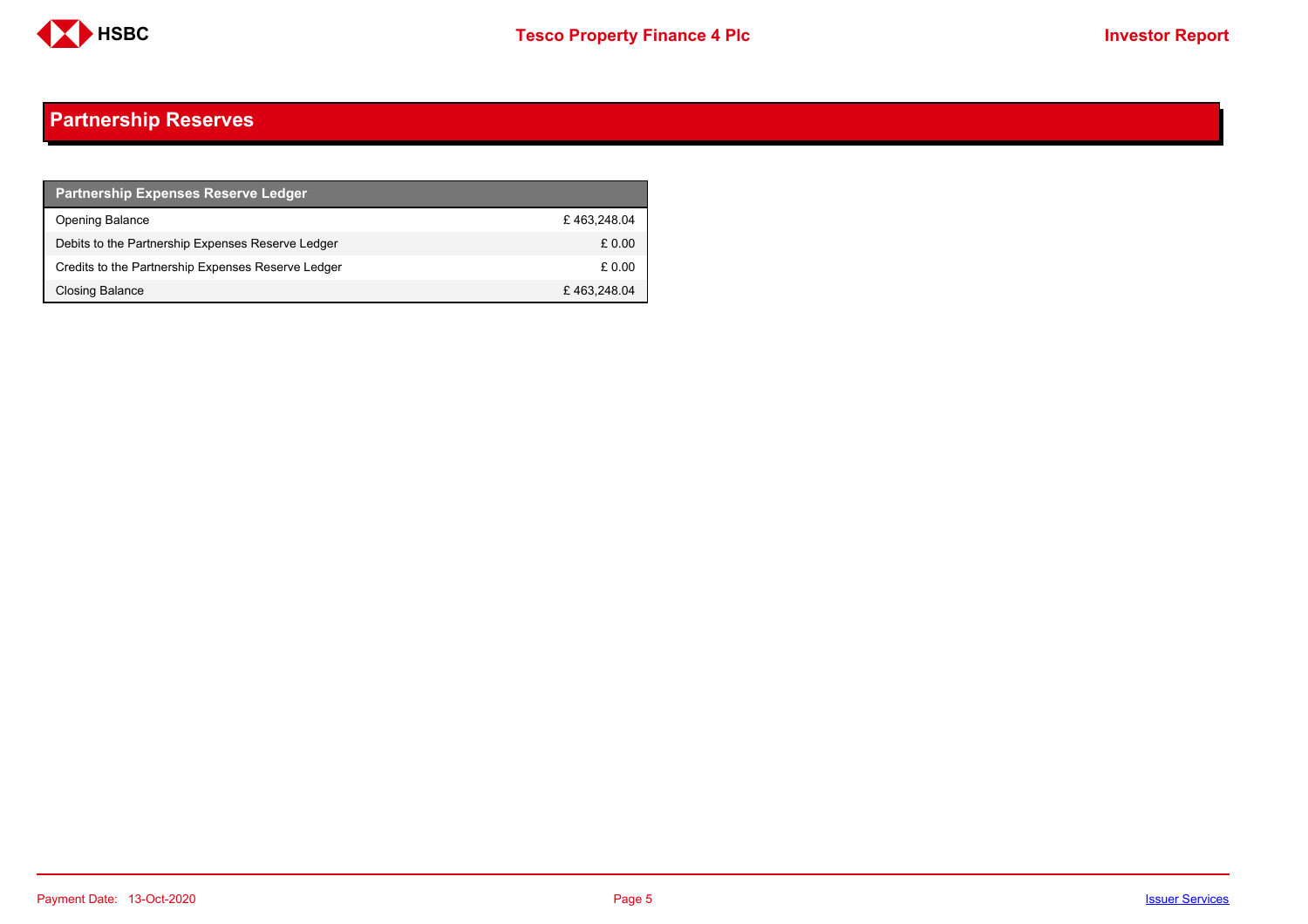## Partnership Reserves

| Partnership Expenses Reserve Ledger | |
|---|---|
| Opening Balance | £ 463,248.04 |
| Debits to the Partnership Expenses Reserve Ledger | £ 0.00 |
| Credits to the Partnership Expenses Reserve Ledger | £ 0.00 |
| Closing Balance | £ 463,248.04 |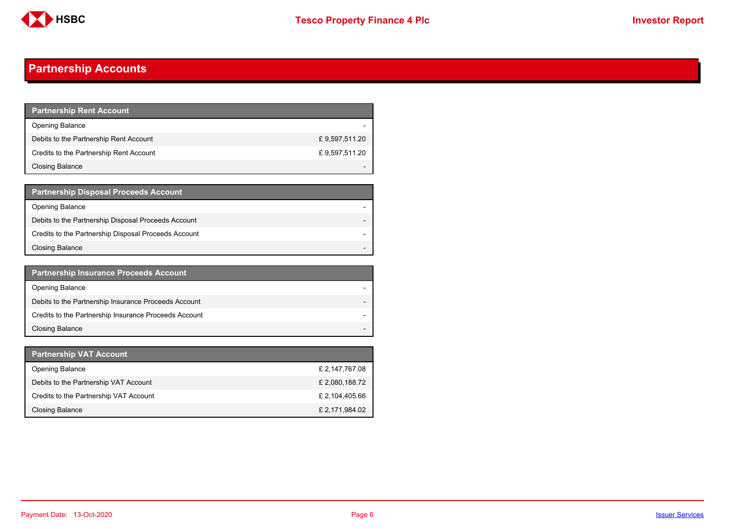## Partnership Accounts

| Partnership Rent Account | |
|---|---|
| Opening Balance | - |
| Debits to the Partnership Rent Account | £ 9,597,511.20 |
| Credits to the Partnership Rent Account | £ 9,597,511.20 |
| Closing Balance | - |

| Partnership Disposal Proceeds Account | |
|---|---|
| Opening Balance | - |
| Debits to the Partnership Disposal Proceeds Account | - |
| Credits to the Partnership Disposal Proceeds Account | - |
| Closing Balance | - |

| Partnership Insurance Proceeds Account | |
|---|---|
| Opening Balance | - |
| Debits to the Partnership Insurance Proceeds Account | - |
| Credits to the Partnership Insurance Proceeds Account | - |
| Closing Balance | - |

| Partnership VAT Account | |
|---|---|
| Opening Balance | £ 2,147,767.08 |
| Debits to the Partnership VAT Account | £ 2,080,188.72 |
| Credits to the Partnership VAT Account | £ 2,104,405.66 |
| Closing Balance | £ 2,171,984.02 |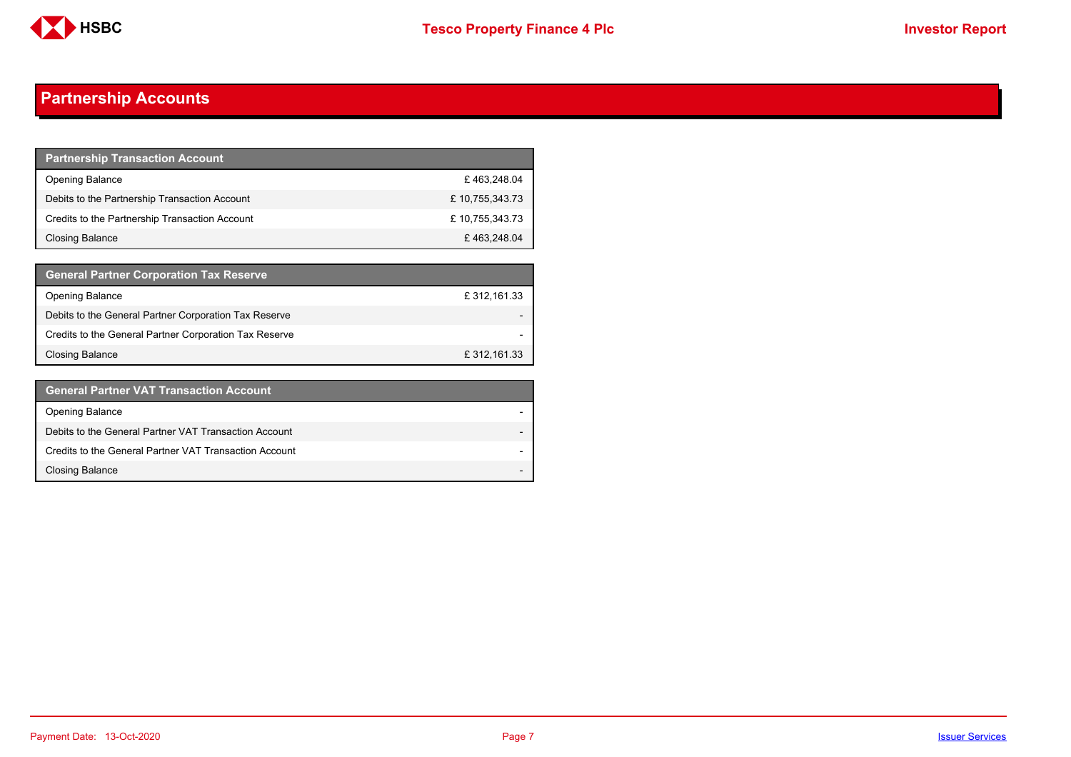## Partnership Accounts

| Partnership Transaction Account | |
|---|---|
| Opening Balance | £ 463,248.04 |
| Debits to the Partnership Transaction Account | £ 10,755,343.73 |
| Credits to the Partnership Transaction Account | £ 10,755,343.73 |
| Closing Balance | £ 463,248.04 |

| General Partner Corporation Tax Reserve | |
|---|---|
| Opening Balance | £ 312,161.33 |
| Debits to the General Partner Corporation Tax Reserve | - |
| Credits to the General Partner Corporation Tax Reserve | - |
| Closing Balance | £ 312,161.33 |

| General Partner VAT Transaction Account | |
|---|---|
| Opening Balance | - |
| Debits to the General Partner VAT Transaction Account | - |
| Credits to the General Partner VAT Transaction Account | - |
| Closing Balance | - |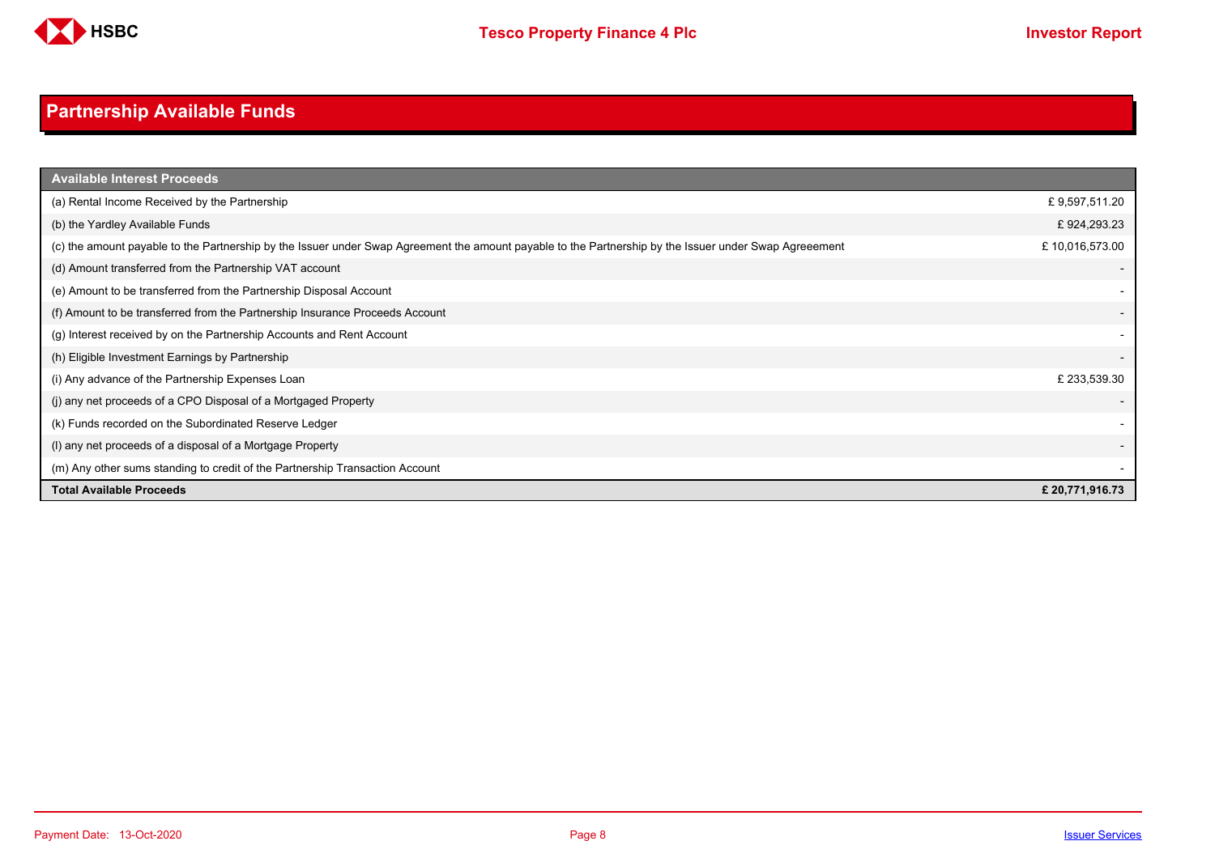## Partnership Available Funds

| Available Interest Proceeds | |
|---|---|
| (a) Rental Income Received by the Partnership | £ 9,597,511.20 |
| (b) the Yardley Available Funds | £ 924,293.23 |
| (c) the amount payable to the Partnership by the Issuer under Swap Agreement the amount payable to the Partnership by the Issuer under Swap Agreeement | £ 10,016,573.00 |
| (d) Amount transferred from the Partnership VAT account | - |
| (e) Amount to be transferred from the Partnership Disposal Account | - |
| (f) Amount to be transferred from the Partnership Insurance Proceeds Account | - |
| (g) Interest received by on the Partnership Accounts and Rent Account | - |
| (h) Eligible Investment Earnings by Partnership | - |
| (i) Any advance of the Partnership Expenses Loan | £ 233,539.30 |
| (j) any net proceeds of a CPO Disposal of a Mortgaged Property | - |
| (k) Funds recorded on the Subordinated Reserve Ledger | - |
| (l) any net proceeds of a disposal of a Mortgage Property | - |
| (m) Any other sums standing to credit of the Partnership Transaction Account | - |
| **Total Available Proceeds** | **£ 20,771,916.73** |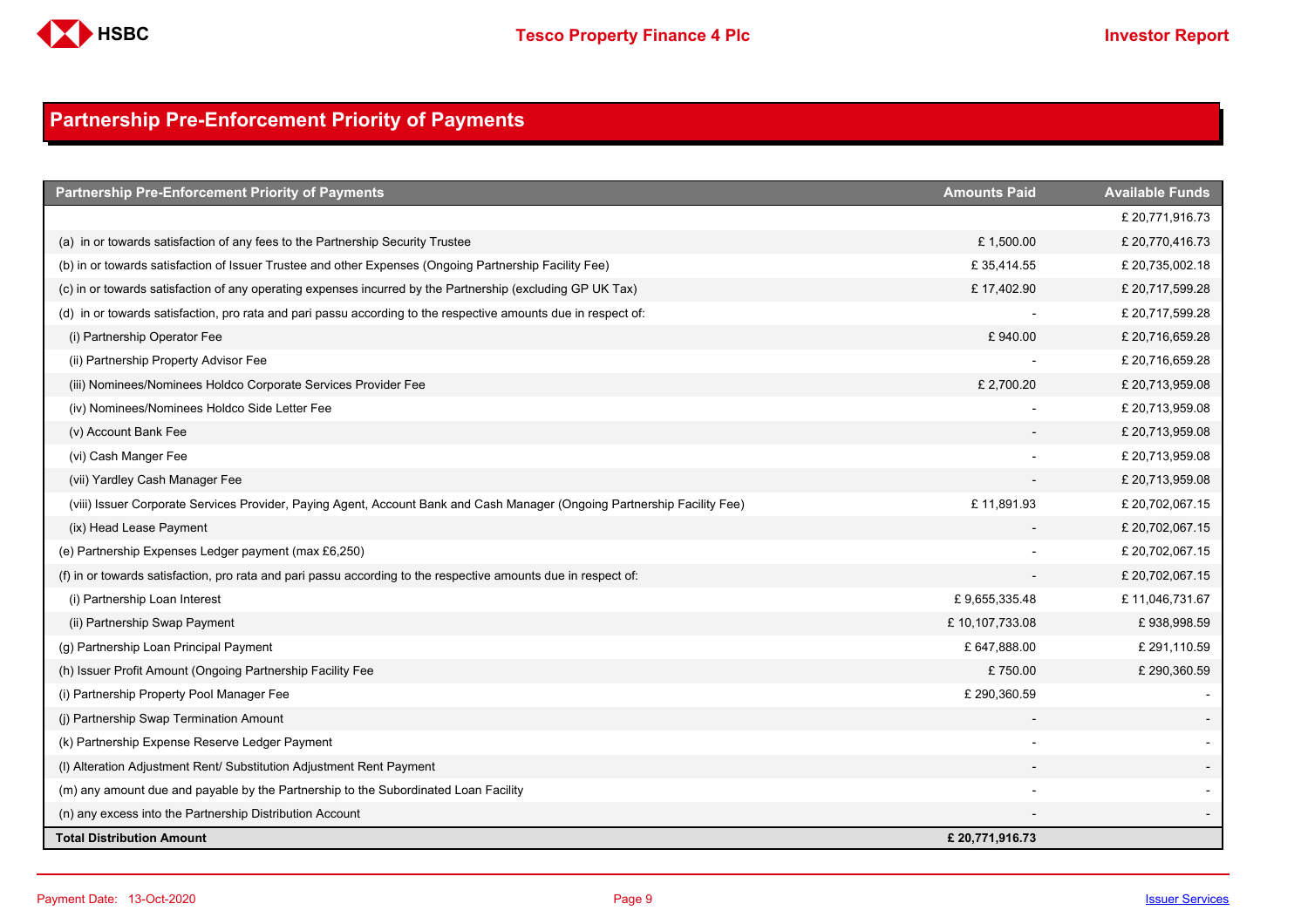## Partnership Pre-Enforcement Priority of Payments

| Partnership Pre-Enforcement Priority of Payments | Amounts Paid | Available Funds |
|---|---|---|
| | | £ 20,771,916.73 |
| (a) in or towards satisfaction of any fees to the Partnership Security Trustee | £ 1,500.00 | £ 20,770,416.73 |
| (b) in or towards satisfaction of Issuer Trustee and other Expenses (Ongoing Partnership Facility Fee) | £ 35,414.55 | £ 20,735,002.18 |
| (c) in or towards satisfaction of any operating expenses incurred by the Partnership (excluding GP UK Tax) | £ 17,402.90 | £ 20,717,599.28 |
| (d) in or towards satisfaction, pro rata and pari passu according to the respective amounts due in respect of: | - | £ 20,717,599.28 |
| (i) Partnership Operator Fee | £ 940.00 | £ 20,716,659.28 |
| (ii) Partnership Property Advisor Fee | - | £ 20,716,659.28 |
| (iii) Nominees/Nominees Holdco Corporate Services Provider Fee | £ 2,700.20 | £ 20,713,959.08 |
| (iv) Nominees/Nominees Holdco Side Letter Fee | - | £ 20,713,959.08 |
| (v) Account Bank Fee | - | £ 20,713,959.08 |
| (vi) Cash Manger Fee | - | £ 20,713,959.08 |
| (vii) Yardley Cash Manager Fee | - | £ 20,713,959.08 |
| (viii) Issuer Corporate Services Provider, Paying Agent, Account Bank and Cash Manager (Ongoing Partnership Facility Fee) | £ 11,891.93 | £ 20,702,067.15 |
| (ix) Head Lease Payment | - | £ 20,702,067.15 |
| (e) Partnership Expenses Ledger payment (max £6,250) | - | £ 20,702,067.15 |
| (f) in or towards satisfaction, pro rata and pari passu according to the respective amounts due in respect of: | - | £ 20,702,067.15 |
| (i) Partnership Loan Interest | £ 9,655,335.48 | £ 11,046,731.67 |
| (ii) Partnership Swap Payment | £ 10,107,733.08 | £ 938,998.59 |
| (g) Partnership Loan Principal Payment | £ 647,888.00 | £ 291,110.59 |
| (h) Issuer Profit Amount (Ongoing Partnership Facility Fee | £ 750.00 | £ 290,360.59 |
| (i) Partnership Property Pool Manager Fee | £ 290,360.59 | - |
| (j) Partnership Swap Termination Amount | - | - |
| (k) Partnership Expense Reserve Ledger Payment | - | - |
| (l) Alteration Adjustment Rent/ Substitution Adjustment Rent Payment | - | - |
| (m) any amount due and payable by the Partnership to the Subordinated Loan Facility | - | - |
| (n) any excess into the Partnership Distribution Account | - | - |
| **Total Distribution Amount** | **£ 20,771,916.73** | |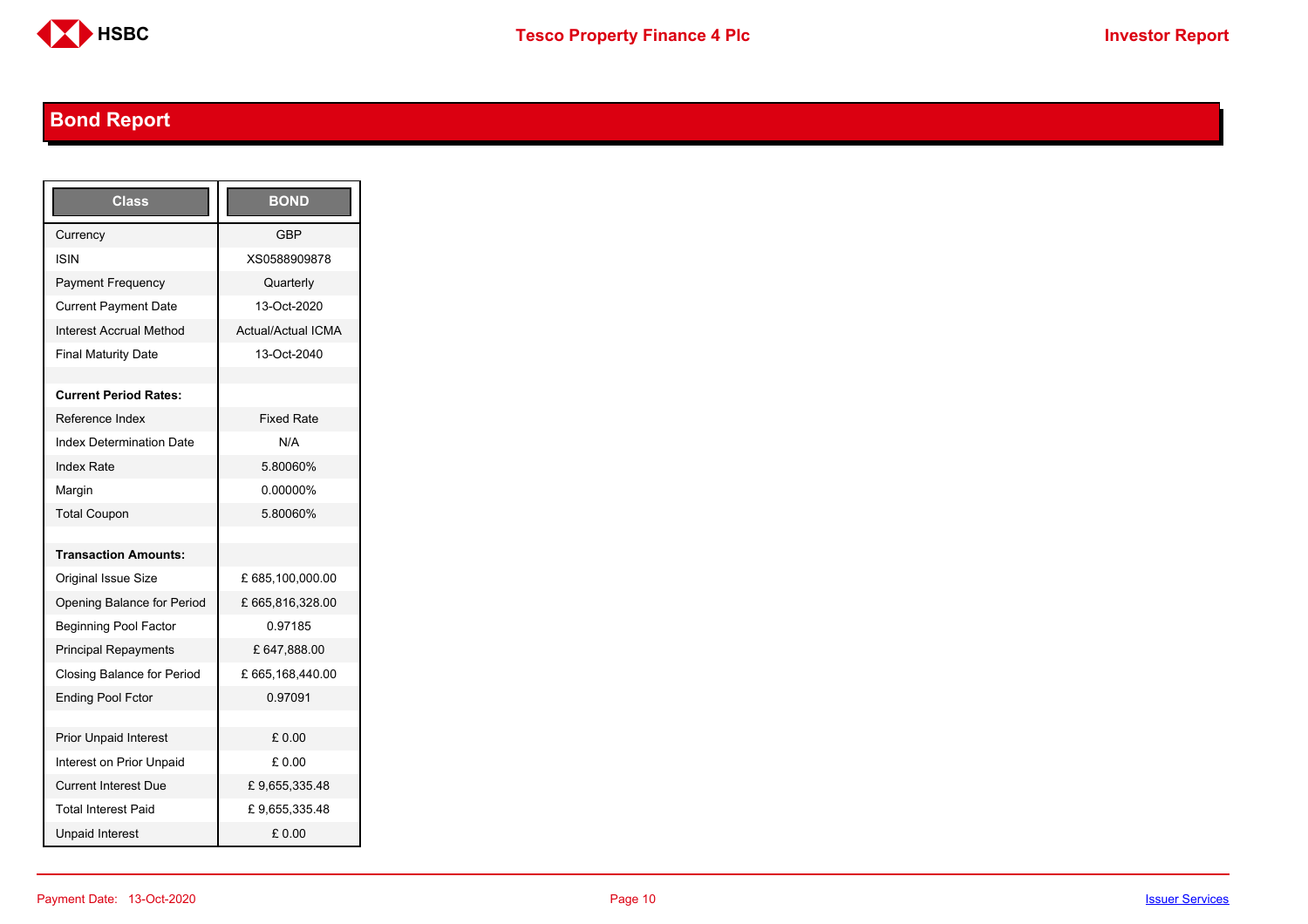## Bond Report

| Class | BOND |
|---|---|
| Currency | GBP |
| ISIN | XS0588909878 |
| Payment Frequency | Quarterly |
| Current Payment Date | 13-Oct-2020 |
| Interest Accrual Method | Actual/Actual ICMA |
| Final Maturity Date | 13-Oct-2040 |
| | |
| **Current Period Rates:** | |
| Reference Index | Fixed Rate |
| Index Determination Date | N/A |
| Index Rate | 5.80060% |
| Margin | 0.00000% |
| Total Coupon | 5.80060% |
| | |
| **Transaction Amounts:** | |
| Original Issue Size | £ 685,100,000.00 |
| Opening Balance for Period | £ 665,816,328.00 |
| Beginning Pool Factor | 0.97185 |
| Principal Repayments | £ 647,888.00 |
| Closing Balance for Period | £ 665,168,440.00 |
| Ending Pool Fctor | 0.97091 |
| | |
| Prior Unpaid Interest | £ 0.00 |
| Interest on Prior Unpaid | £ 0.00 |
| Current Interest Due | £ 9,655,335.48 |
| Total Interest Paid | £ 9,655,335.48 |
| Unpaid Interest | £ 0.00 |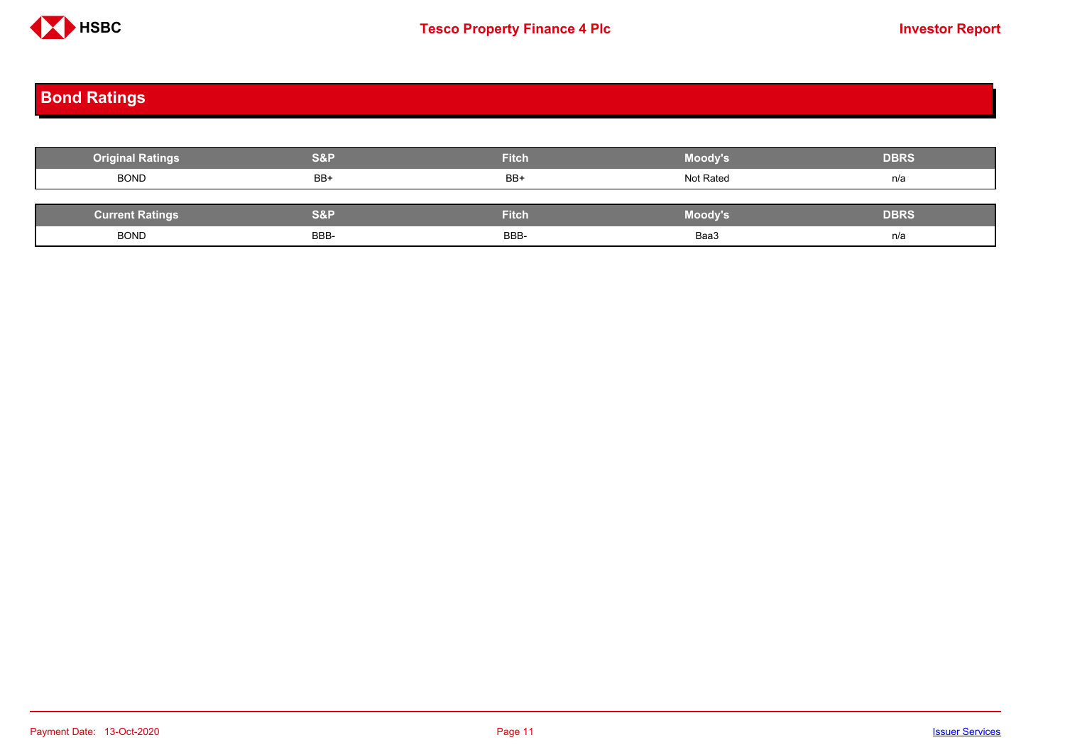## Bond Ratings

| Original Ratings | S&P | Fitch | Moody's | DBRS |
|---|---|---|---|---|
| BOND | BB+ | BB+ | Not Rated | n/a |

| Current Ratings | S&P | Fitch | Moody's | DBRS |
|---|---|---|---|---|
| BOND | BBB- | BBB- | Baa3 | n/a |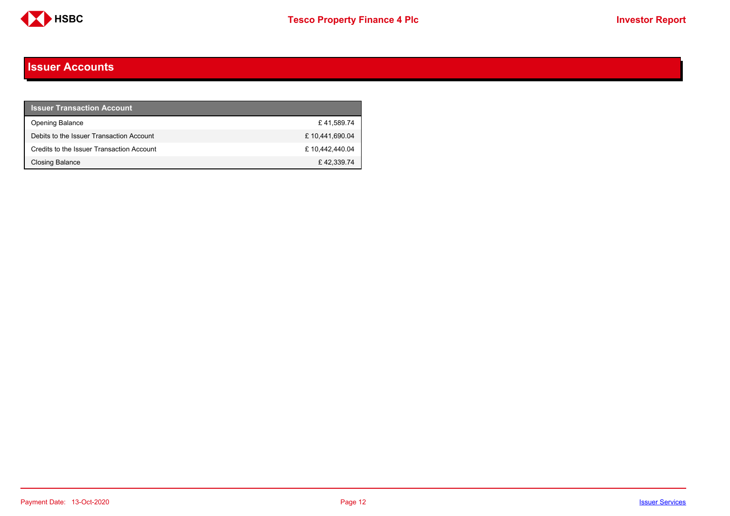# Issuer Accounts

| Issuer Transaction Account | |
|---|---|
| Opening Balance | £ 41,589.74 |
| Debits to the Issuer Transaction Account | £ 10,441,690.04 |
| Credits to the Issuer Transaction Account | £ 10,442,440.04 |
| Closing Balance | £ 42,339.74 |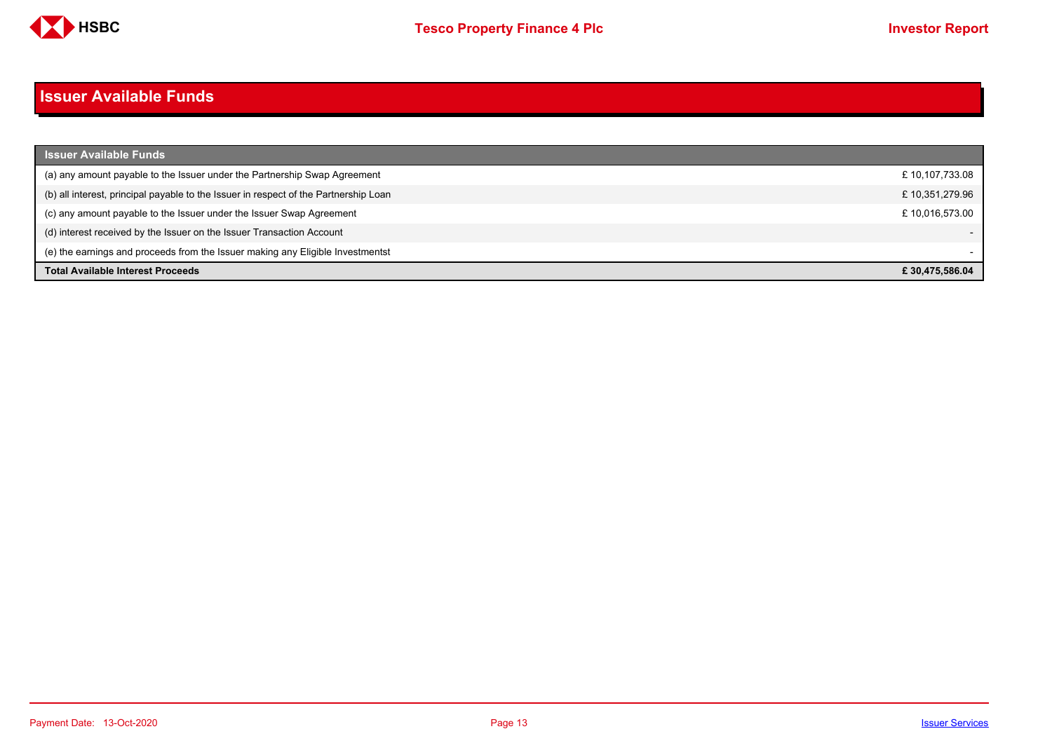# Issuer Available Funds

| Issuer Available Funds | |
|---|---|
| (a) any amount payable to the Issuer under the Partnership Swap Agreement | £ 10,107,733.08 |
| (b) all interest, principal payable to the Issuer in respect of the Partnership Loan | £ 10,351,279.96 |
| (c) any amount payable to the Issuer under the Issuer Swap Agreement | £ 10,016,573.00 |
| (d) interest received by the Issuer on the Issuer Transaction Account | - |
| (e) the earnings and proceeds from the Issuer making any Eligible Investmentst | - |
| **Total Available Interest Proceeds** | **£ 30,475,586.04** |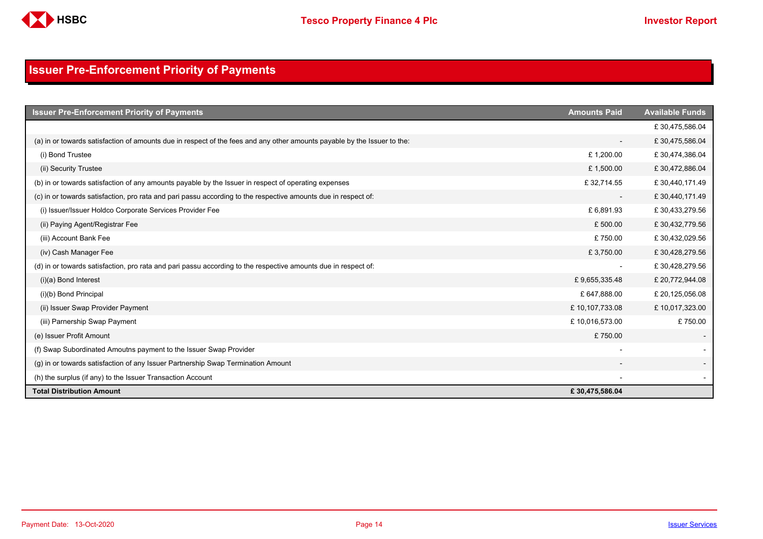# Issuer Pre-Enforcement Priority of Payments

| Issuer Pre-Enforcement Priority of Payments | Amounts Paid | Available Funds |
|---|---|---|
| | | £ 30,475,586.04 |
| (a) in or towards satisfaction of amounts due in respect of the fees and any other amounts payable by the Issuer to the: | - | £ 30,475,586.04 |
| (i) Bond Trustee | £ 1,200.00 | £ 30,474,386.04 |
| (ii) Security Trustee | £ 1,500.00 | £ 30,472,886.04 |
| (b) in or towards satisfaction of any amounts payable by the Issuer in respect of operating expenses | £ 32,714.55 | £ 30,440,171.49 |
| (c) in or towards satisfaction, pro rata and pari passu according to the respective amounts due in respect of: | - | £ 30,440,171.49 |
| (i) Issuer/Issuer Holdco Corporate Services Provider Fee | £ 6,891.93 | £ 30,433,279.56 |
| (ii) Paying Agent/Registrar Fee | £ 500.00 | £ 30,432,779.56 |
| (iii) Account Bank Fee | £ 750.00 | £ 30,432,029.56 |
| (iv) Cash Manager Fee | £ 3,750.00 | £ 30,428,279.56 |
| (d) in or towards satisfaction, pro rata and pari passu according to the respective amounts due in respect of: | - | £ 30,428,279.56 |
| (i)(a) Bond Interest | £ 9,655,335.48 | £ 20,772,944.08 |
| (i)(b) Bond Principal | £ 647,888.00 | £ 20,125,056.08 |
| (ii) Issuer Swap Provider Payment | £ 10,107,733.08 | £ 10,017,323.00 |
| (iii) Parnership Swap Payment | £ 10,016,573.00 | £ 750.00 |
| (e) Issuer Profit Amount | £ 750.00 | - |
| (f) Swap Subordinated Amoutns payment to the Issuer Swap Provider | - | - |
| (g) in or towards satisfaction of any Issuer Partnership Swap Termination Amount | - | - |
| (h) the surplus (if any) to the Issuer Transaction Account | - | - |
| **Total Distribution Amount** | **£ 30,475,586.04** | |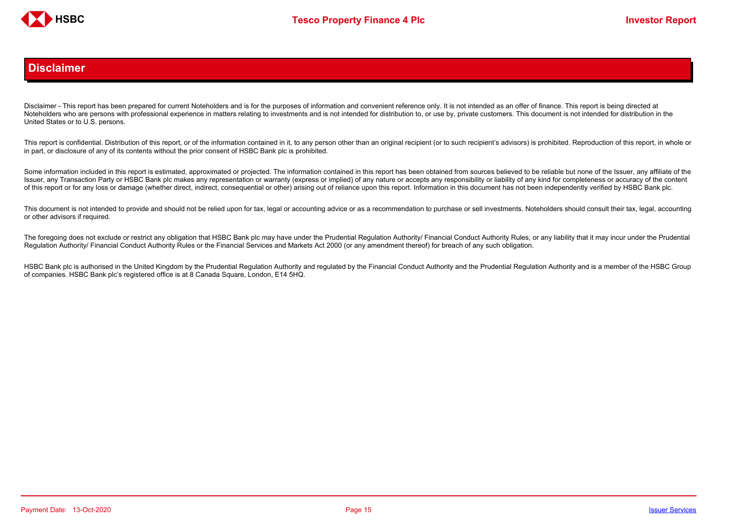## Disclaimer

Disclaimer - This report has been prepared for current Noteholders and is for the purposes of information and convenient reference only. It is not intended as an offer of finance. This report is being directed at Noteholders who are persons with professional experience in matters relating to investments and is not intended for distribution to, or use by, private customers. This document is not intended for distribution in the United States or to U.S. persons.

This report is confidential. Distribution of this report, or of the information contained in it, to any person other than an original recipient (or to such recipient's advisors) is prohibited. Reproduction of this report, in whole or in part, or disclosure of any of its contents without the prior consent of HSBC Bank plc is prohibited.

Some information included in this report is estimated, approximated or projected. The information contained in this report has been obtained from sources believed to be reliable but none of the Issuer, any affiliate of the Issuer, any Transaction Party or HSBC Bank plc makes any representation or warranty (express or implied) of any nature or accepts any responsibility or liability of any kind for completeness or accuracy of the content of this report or for any loss or damage (whether direct, indirect, consequential or other) arising out of reliance upon this report. Information in this document has not been independently verified by HSBC Bank plc.

This document is not intended to provide and should not be relied upon for tax, legal or accounting advice or as a recommendation to purchase or sell investments. Noteholders should consult their tax, legal, accounting or other advisors if required.

The foregoing does not exclude or restrict any obligation that HSBC Bank plc may have under the Prudential Regulation Authority/ Financial Conduct Authority Rules, or any liability that it may incur under the Prudential Regulation Authority/ Financial Conduct Authority Rules or the Financial Services and Markets Act 2000 (or any amendment thereof) for breach of any such obligation.

HSBC Bank plc is authorised in the United Kingdom by the Prudential Regulation Authority and regulated by the Financial Conduct Authority and the Prudential Regulation Authority and is a member of the HSBC Group of companies. HSBC Bank plc's registered office is at 8 Canada Square, London, E14 5HQ.